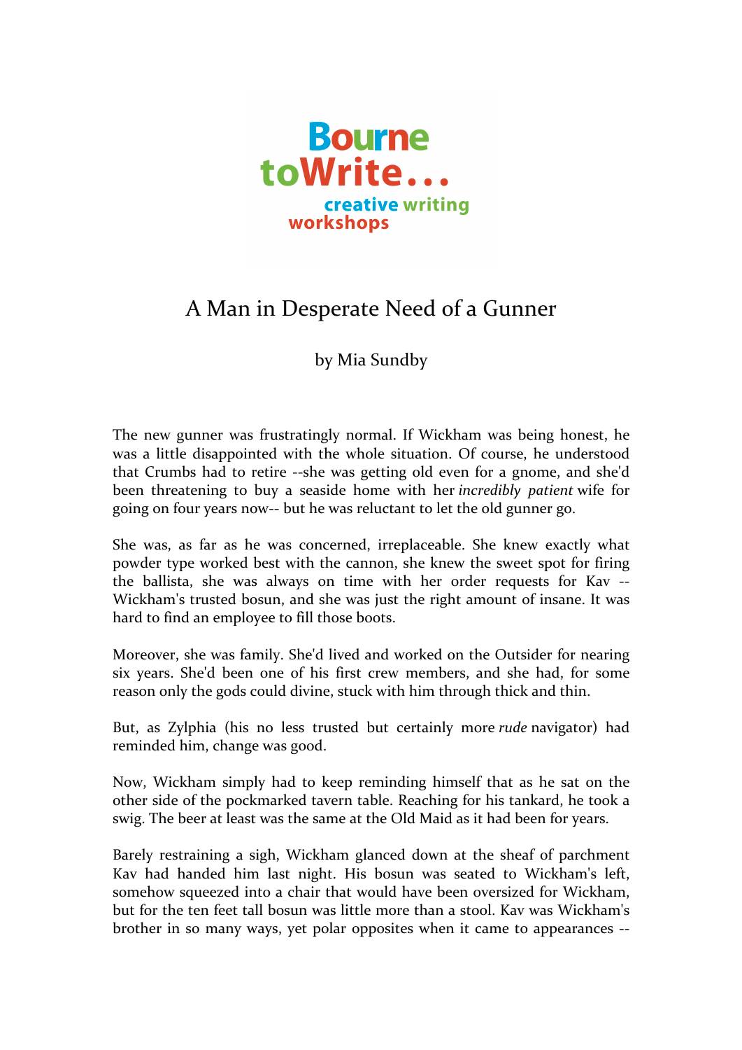Bourne toWrite... creative writing workshops

# A Man in Desperate Need of a Gunner

by Mia Sundby

The new gunner was frustratingly normal. If Wickham was being honest, he was a little disappointed with the whole situation. Of course, he understood that Crumbs had to retire --she was getting old even for a gnome, and she'd been threatening to buy a seaside home with her *incredibly patient* wife for going on four years now-- but he was reluctant to let the old gunner go.

She was, as far as he was concerned, irreplaceable. She knew exactly what powder type worked best with the cannon, she knew the sweet spot for firing the ballista, she was always on time with her order requests for Kav -- Wickham's trusted bosun, and she was just the right amount of insane. It was hard to find an employee to fill those boots.

Moreover, she was family. She'd lived and worked on the Outsider for nearing six years. She'd been one of his first crew members, and she had, for some reason only the gods could divine, stuck with him through thick and thin.

But, as Zylphia (his no less trusted but certainly more *rude* navigator) had reminded him, change was good.

Now, Wickham simply had to keep reminding himself that as he sat on the other side of the pockmarked tavern table. Reaching for his tankard, he took a swig. The beer at least was the same at the Old Maid as it had been for years.

Barely restraining a sigh, Wickham glanced down at the sheaf of parchment Kav had handed him last night. His bosun was seated to Wickham's left, somehow squeezed into a chair that would have been oversized for Wickham, but for the ten feet tall bosun was little more than a stool. Kav was Wickham's brother in so many ways, yet polar opposites when it came to appearances --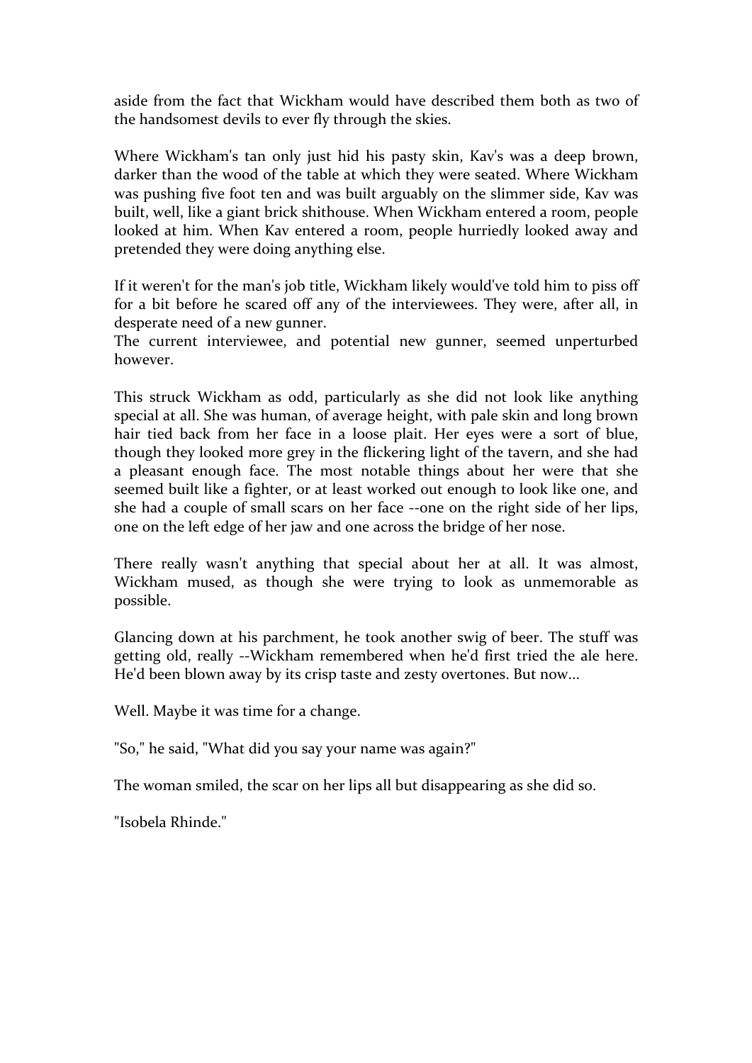aside from the fact that Wickham would have described them both as two of the handsomest devils to ever fly through the skies.

Where Wickham's tan only just hid his pasty skin, Kav's was a deep brown, darker than the wood of the table at which they were seated. Where Wickham was pushing five foot ten and was built arguably on the slimmer side, Kav was built, well, like a giant brick shithouse. When Wickham entered a room, people looked at him. When Kav entered a room, people hurriedly looked away and pretended they were doing anything else.

If it weren't for the man's job title, Wickham likely would've told him to piss off for a bit before he scared off any of the interviewees. They were, after all, in desperate need of a new gunner.

The current interviewee, and potential new gunner, seemed unperturbed however.

This struck Wickham as odd, particularly as she did not look like anything special at all. She was human, of average height, with pale skin and long brown hair tied back from her face in a loose plait. Her eyes were a sort of blue, though they looked more grey in the flickering light of the tavern, and she had a pleasant enough face. The most notable things about her were that she seemed built like a fighter, or at least worked out enough to look like one, and she had a couple of small scars on her face --one on the right side of her lips, one on the left edge of her jaw and one across the bridge of her nose.

There really wasn't anything that special about her at all. It was almost, Wickham mused, as though she were trying to look as unmemorable as possible.

Glancing down at his parchment, he took another swig of beer. The stuff was getting old, really --Wickham remembered when he'd first tried the ale here. He'd been blown away by its crisp taste and zesty overtones. But now...

Well. Maybe it was time for a change.

"So," he said, "What did you say your name was again?"

The woman smiled, the scar on her lips all but disappearing as she did so.

"Isobela Rhinde."